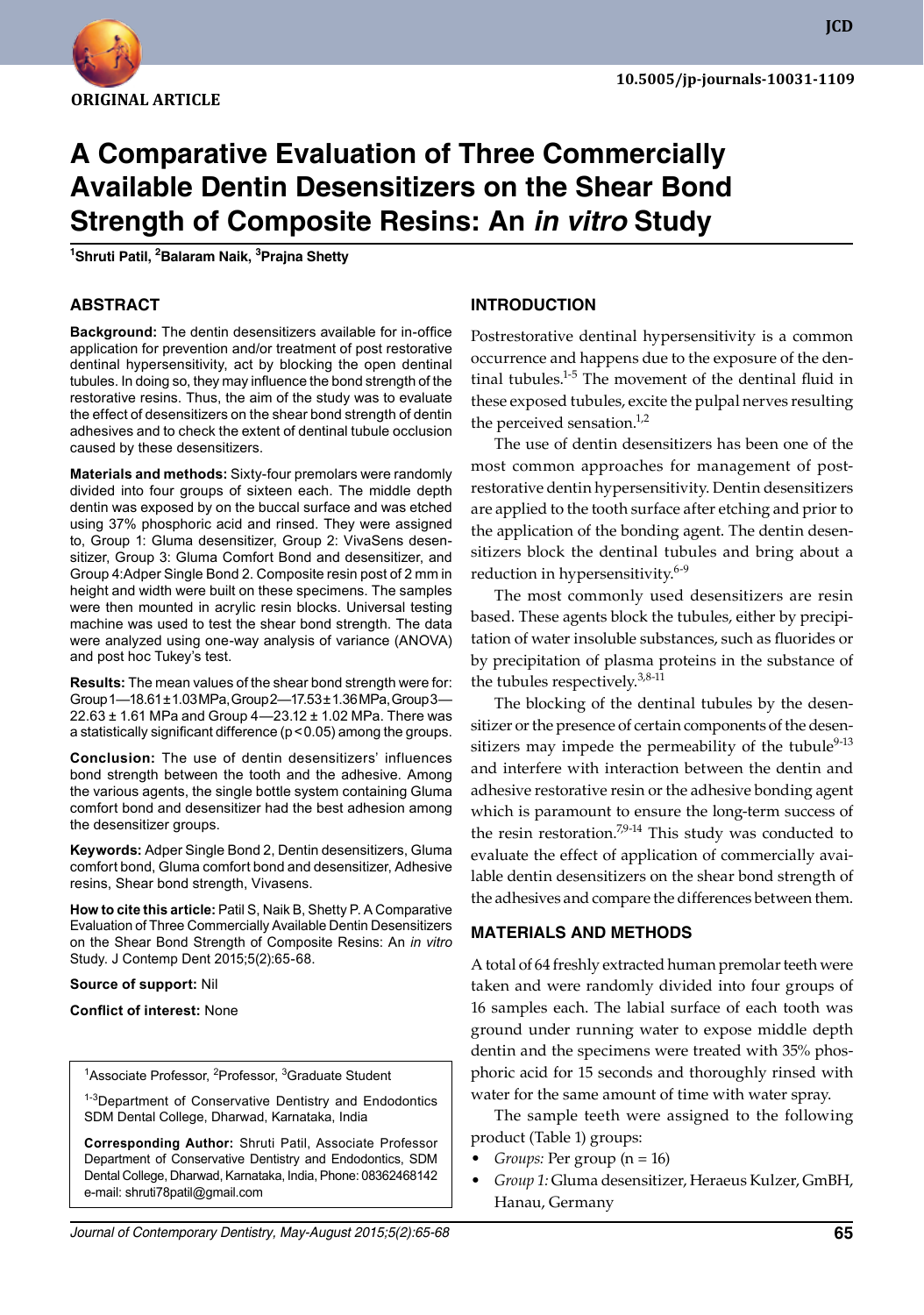ORIGINAL ARTICLE

10.5005/jp-journals-10031-1109

# A Comparative Evaluation of Three Commercially Available Dentin Desensitizers on the Shear Bond Strength of Composite Resins: An *in vitro* Study

[1]Shruti Patil, [2]Balaram Naik, [3]Prajna Shetty

## ABSTRACT

**Background:** The dentin desensitizers available for in-office application for prevention and/or treatment of post restorative dentinal hypersensitivity, act by blocking the open dentinal tubules. In doing so, they may influence the bond strength of the restorative resins. Thus, the aim of the study was to evaluate the effect of desensitizers on the shear bond strength of dentin adhesives and to check the extent of dentinal tubule occlusion caused by these desensitizers.

**Materials and methods:** Sixty-four premolars were randomly divided into four groups of sixteen each. The middle depth dentin was exposed by on the buccal surface and was etched using 37% phosphoric acid and rinsed. They were assigned to, Group 1: Gluma desensitizer, Group 2: VivaSens desensitizer, Group 3: Gluma Comfort Bond and desensitizer, and Group 4:Adper Single Bond 2. Composite resin post of 2 mm in height and width were built on these specimens. The samples were then mounted in acrylic resin blocks. Universal testing machine was used to test the shear bond strength. The data were analyzed using one-way analysis of variance (ANOVA) and post hoc Tukey's test.

**Results:** The mean values of the shear bond strength were for: Group 1—18.61 ± 1.03 MPa, Group 2—17.53 ± 1.36 MPa, Group 3—22.63 ± 1.61 MPa and Group 4—23.12 ± 1.02 MPa. There was a statistically significant difference ($p < 0.05$) among the groups.

**Conclusion:** The use of dentin desensitizers' influences bond strength between the tooth and the adhesive. Among the various agents, the single bottle system containing Gluma comfort bond and desensitizer had the best adhesion among the desensitizer groups.

**Keywords:** Adper Single Bond 2, Dentin desensitizers, Gluma comfort bond, Gluma comfort bond and desensitizer, Adhesive resins, Shear bond strength, Vivasens.

**How to cite this article:** Patil S, Naik B, Shetty P. A Comparative Evaluation of Three Commercially Available Dentin Desensitizers on the Shear Bond Strength of Composite Resins: An *in vitro* Study. J Contemp Dent 2015;5(2):65-68.

**Source of support:** Nil

**Conflict of interest:** None

[1]Associate Professor, [2]Professor, [3]Graduate Student

[1-3]Department of Conservative Dentistry and Endodontics SDM Dental College, Dharwad, Karnataka, India

**Corresponding Author:** Shruti Patil, Associate Professor Department of Conservative Dentistry and Endodontics, SDM Dental College, Dharwad, Karnataka, India, Phone: 08362468142 e-mail: shruti78patil@gmail.com

## INTRODUCTION

Postrestorative dentinal hypersensitivity is a common occurrence and happens due to the exposure of the dentinal tubules.[1-5] The movement of the dentinal fluid in these exposed tubules, excite the pulpal nerves resulting the perceived sensation.[1,2]

The use of dentin desensitizers has been one of the most common approaches for management of post-restorative dentin hypersensitivity. Dentin desensitizers are applied to the tooth surface after etching and prior to the application of the bonding agent. The dentin desensitizers block the dentinal tubules and bring about a reduction in hypersensitivity.[6-9]

The most commonly used desensitizers are resin based. These agents block the tubules, either by precipitation of water insoluble substances, such as fluorides or by precipitation of plasma proteins in the substance of the tubules respectively.[3,8-11]

The blocking of the dentinal tubules by the desensitizer or the presence of certain components of the desensitizers may impede the permeability of the tubule[9-13] and interfere with interaction between the dentin and adhesive restorative resin or the adhesive bonding agent which is paramount to ensure the long-term success of the resin restoration.[7,9-14] This study was conducted to evaluate the effect of application of commercially available dentin desensitizers on the shear bond strength of the adhesives and compare the differences between them.

## MATERIALS AND METHODS

A total of 64 freshly extracted human premolar teeth were taken and were randomly divided into four groups of 16 samples each. The labial surface of each tooth was ground under running water to expose middle depth dentin and the specimens were treated with 35% phosphoric acid for 15 seconds and thoroughly rinsed with water for the same amount of time with water spray.

The sample teeth were assigned to the following product (Table 1) groups:

- *Groups:* Per group (n = 16)
- *Group 1:* Gluma desensitizer, Heraeus Kulzer, GmBH, Hanau, Germany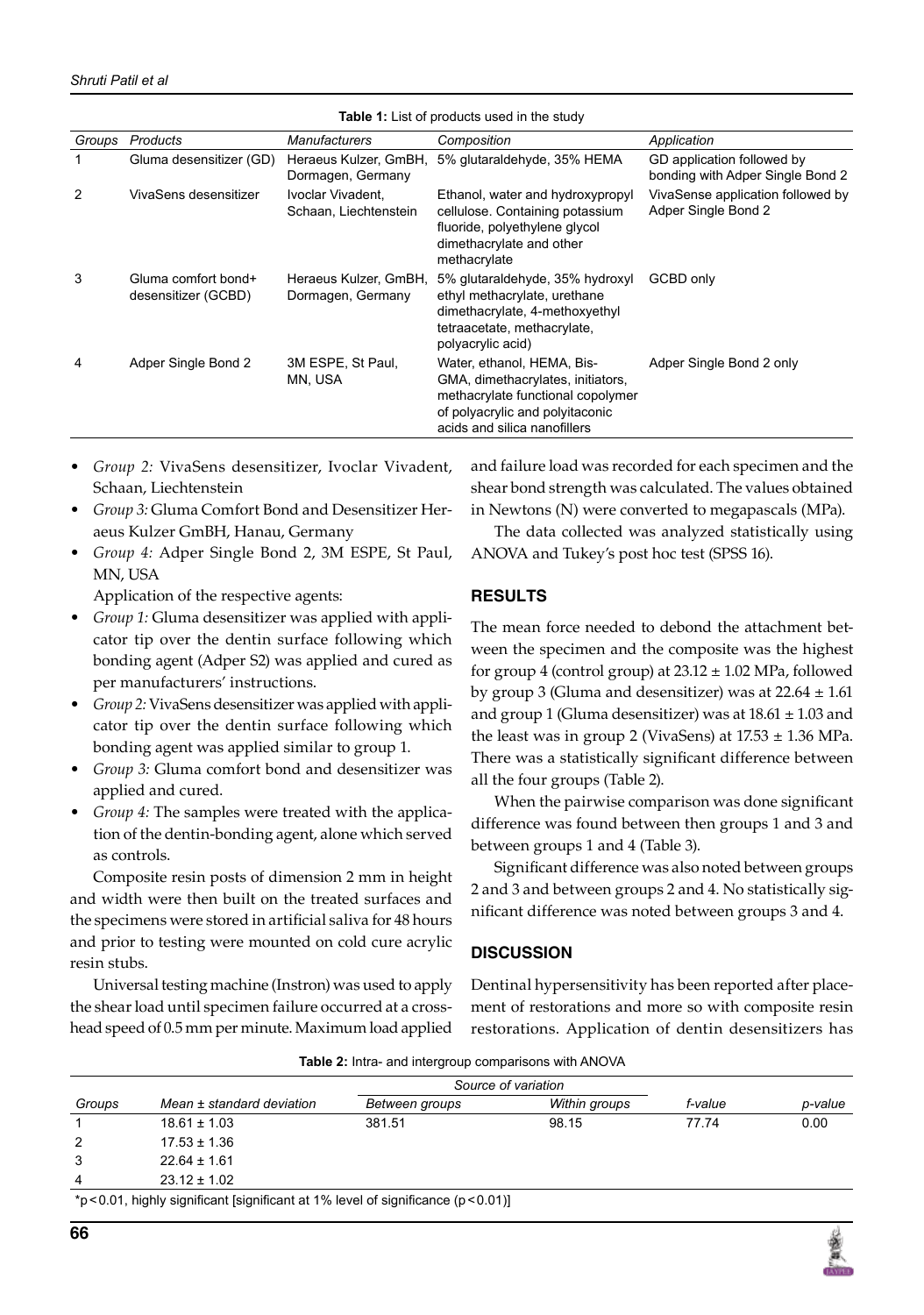**Table 1:** List of products used in the study

| Groups | Products | Manufacturers | Composition | Application |
|---|---|---|---|---|
| 1 | Gluma desensitizer (GD) | Heraeus Kulzer, GmbH, Dormagen, Germany | 5% glutaraldehyde, 35% HEMA | GD application followed by bonding with Adper Single Bond 2 |
| 2 | VivaSens desensitizer | Ivoclar Vivadent, Schaan, Liechtenstein | Ethanol, water and hydroxypropyl cellulose. Containing potassium fluoride, polyethylene glycol dimethacrylate and other methacrylate | VivaSense application followed by Adper Single Bond 2 |
| 3 | Gluma comfort bond+ desensitizer (GCBD) | Heraeus Kulzer, GmbH, Dormagen, Germany | 5% glutaraldehyde, 35% hydroxyl ethyl methacrylate, urethane dimethacrylate, 4-methoxyethyl tetraacetate, methacrylate, polyacrylic acid) | GCBD only |
| 4 | Adper Single Bond 2 | 3M ESPE, St Paul, MN, USA | Water, ethanol, HEMA, Bis-GMA, dimethacrylates, initiators, methacrylate functional copolymer of polyacrylic and polyitaconic acids and silica nanofillers | Adper Single Bond 2 only |

- *Group 2:* VivaSens desensitizer, Ivoclar Vivadent, Schaan, Liechtenstein
- *Group 3:* Gluma Comfort Bond and Desensitizer Heraeus Kulzer GmbH, Hanau, Germany
- *Group 4:* Adper Single Bond 2, 3M ESPE, St Paul, MN, USA

Application of the respective agents:

- *Group 1:* Gluma desensitizer was applied with applicator tip over the dentin surface following which bonding agent (Adper S2) was applied and cured as per manufacturers' instructions.
- *Group 2:* VivaSens desensitizer was applied with applicator tip over the dentin surface following which bonding agent was applied similar to group 1.
- *Group 3:* Gluma comfort bond and desensitizer was applied and cured.
- *Group 4:* The samples were treated with the application of the dentin-bonding agent, alone which served as controls.

Composite resin posts of dimension 2 mm in height and width were then built on the treated surfaces and the specimens were stored in artificial saliva for 48 hours and prior to testing were mounted on cold cure acrylic resin stubs.

Universal testing machine (Instron) was used to apply the shear load until specimen failure occurred at a crosshead speed of 0.5 mm per minute. Maximum load applied and failure load was recorded for each specimen and the shear bond strength was calculated. The values obtained in Newtons (N) were converted to megapascals (MPa).

The data collected was analyzed statistically using ANOVA and Tukey's post hoc test (SPSS 16).

## RESULTS

The mean force needed to debond the attachment between the specimen and the composite was the highest for group 4 (control group) at $23.12 \pm 1.02$ MPa, followed by group 3 (Gluma and desensitizer) was at $22.64 \pm 1.61$ and group 1 (Gluma desensitizer) was at $18.61 \pm 1.03$ and the least was in group 2 (VivaSens) at $17.53 \pm 1.36$ MPa. There was a statistically significant difference between all the four groups (Table 2).

When the pairwise comparison was done significant difference was found between then groups 1 and 3 and between groups 1 and 4 (Table 3).

Significant difference was also noted between groups 2 and 3 and between groups 2 and 4. No statistically significant difference was noted between groups 3 and 4.

## DISCUSSION

Dentinal hypersensitivity has been reported after placement of restorations and more so with composite resin restorations. Application of dentin desensitizers has

**Table 2:** Intra- and intergroup comparisons with ANOVA

| | | Source of variation | | | |
|---|---|---|---|---|---|
| Groups | Mean ± standard deviation | Between groups | Within groups | f-value | p-value |
| 1 | 18.61 ± 1.03 | 381.51 | 98.15 | 77.74 | 0.00 |
| 2 | 17.53 ± 1.36 | | | | |
| 3 | 22.64 ± 1.61 | | | | |
| 4 | 23.12 ± 1.02 | | | | |

*$p < 0.01$, highly significant [significant at 1% level of significance ($p < 0.01$)]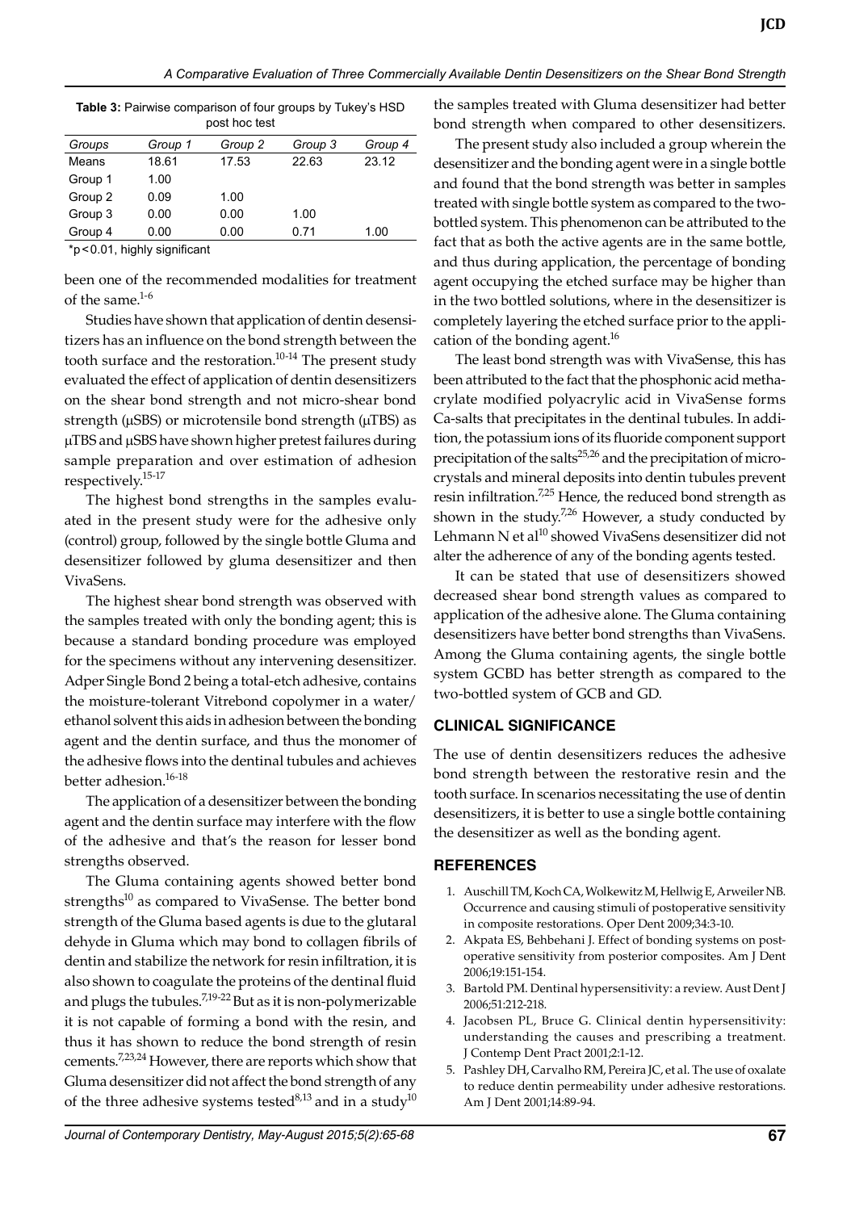**Table 3:** Pairwise comparison of four groups by Tukey's HSD post hoc test

| Groups | Group 1 | Group 2 | Group 3 | Group 4 |
|---|---|---|---|---|
| Means | 18.61 | 17.53 | 22.63 | 23.12 |
| Group 1 | 1.00 | | | |
| Group 2 | 0.09 | 1.00 | | |
| Group 3 | 0.00 | 0.00 | 1.00 | |
| Group 4 | 0.00 | 0.00 | 0.71 | 1.00 |

*p < 0.01, highly significant

been one of the recommended modalities for treatment of the same.[1-6]

Studies have shown that application of dentin desensitizers has an influence on the bond strength between the tooth surface and the restoration.[10-14] The present study evaluated the effect of application of dentin desensitizers on the shear bond strength and not micro-shear bond strength (µSBS) or microtensile bond strength (µTBS) as µTBS and µSBS have shown higher pretest failures during sample preparation and over estimation of adhesion respectively.[15-17]

The highest bond strengths in the samples evaluated in the present study were for the adhesive only (control) group, followed by the single bottle Gluma and desensitizer followed by gluma desensitizer and then VivaSens.

The highest shear bond strength was observed with the samples treated with only the bonding agent; this is because a standard bonding procedure was employed for the specimens without any intervening desensitizer. Adper Single Bond 2 being a total-etch adhesive, contains the moisture-tolerant Vitrebond copolymer in a water/ethanol solvent this aids in adhesion between the bonding agent and the dentin surface, and thus the monomer of the adhesive flows into the dentinal tubules and achieves better adhesion.[16-18]

The application of a desensitizer between the bonding agent and the dentin surface may interfere with the flow of the adhesive and that's the reason for lesser bond strengths observed.

The Gluma containing agents showed better bond strengths[10] as compared to VivaSense. The better bond strength of the Gluma based agents is due to the glutaral dehyde in Gluma which may bond to collagen fibrils of dentin and stabilize the network for resin infiltration, it is also shown to coagulate the proteins of the dentinal fluid and plugs the tubules.[7,19-22] But as it is non-polymerizable it is not capable of forming a bond with the resin, and thus it has shown to reduce the bond strength of resin cements.[7,23,24] However, there are reports which show that Gluma desensitizer did not affect the bond strength of any of the three adhesive systems tested[8,13] and in a study[10] the samples treated with Gluma desensitizer had better bond strength when compared to other desensitizers.

The present study also included a group wherein the desensitizer and the bonding agent were in a single bottle and found that the bond strength was better in samples treated with single bottle system as compared to the two-bottled system. This phenomenon can be attributed to the fact that as both the active agents are in the same bottle, and thus during application, the percentage of bonding agent occupying the etched surface may be higher than in the two bottled solutions, where in the desensitizer is completely layering the etched surface prior to the application of the bonding agent.[16]

The least bond strength was with VivaSense, this has been attributed to the fact that the phosphonic acid methacrylate modified polyacrylic acid in VivaSense forms Ca-salts that precipitates in the dentinal tubules. In addition, the potassium ions of its fluoride component support precipitation of the salts[25,26] and the precipitation of microcrystals and mineral deposits into dentin tubules prevent resin infiltration.[7,25] Hence, the reduced bond strength as shown in the study.[7,26] However, a study conducted by Lehmann N et al[10] showed VivaSens desensitizer did not alter the adherence of any of the bonding agents tested.

It can be stated that use of desensitizers showed decreased shear bond strength values as compared to application of the adhesive alone. The Gluma containing desensitizers have better bond strengths than VivaSens. Among the Gluma containing agents, the single bottle system GCBD has better strength as compared to the two-bottled system of GCB and GD.

## CLINICAL SIGNIFICANCE

The use of dentin desensitizers reduces the adhesive bond strength between the restorative resin and the tooth surface. In scenarios necessitating the use of dentin desensitizers, it is better to use a single bottle containing the desensitizer as well as the bonding agent.

## REFERENCES

1. Auschill TM, Koch CA, Wolkewitz M, Hellwig E, Arweiler NB. Occurrence and causing stimuli of postoperative sensitivity in composite restorations. Oper Dent 2009;34:3-10.
2. Akpata ES, Behbehani J. Effect of bonding systems on post-operative sensitivity from posterior composites. Am J Dent 2006;19:151-154.
3. Bartold PM. Dentinal hypersensitivity: a review. Aust Dent J 2006;51:212-218.
4. Jacobsen PL, Bruce G. Clinical dentin hypersensitivity: understanding the causes and prescribing a treatment. J Contemp Dent Pract 2001;2:1-12.
5. Pashley DH, Carvalho RM, Pereira JC, et al. The use of oxalate to reduce dentin permeability under adhesive restorations. Am J Dent 2001;14:89-94.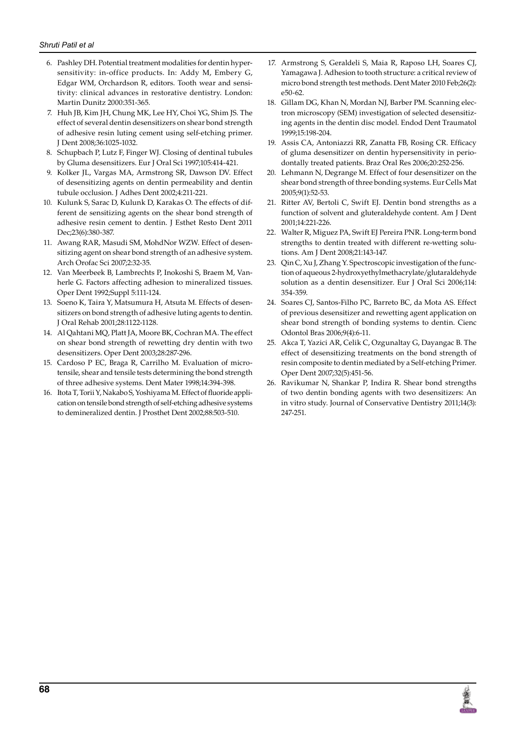6. Pashley DH. Potential treatment modalities for dentin hypersensitivity: in-office products. In: Addy M, Embery G, Edgar WM, Orchardson R, editors. Tooth wear and sensitivity: clinical advances in restorative dentistry. London: Martin Dunitz 2000:351-365.
7. Huh JB, Kim JH, Chung MK, Lee HY, Choi YG, Shim JS. The effect of several dentin desensitizers on shear bond strength of adhesive resin luting cement using self-etching primer. J Dent 2008;36:1025-1032.
8. Schupbach P, Lutz F, Finger WJ. Closing of dentinal tubules by Gluma desensitizers. Eur J Oral Sci 1997;105:414-421.
9. Kolker JL, Vargas MA, Armstrong SR, Dawson DV. Effect of desensitizing agents on dentin permeability and dentin tubule occlusion. J Adhes Dent 2002;4:211-221.
10. Kulunk S, Sarac D, Kulunk D, Karakas O. The effects of different de sensitizing agents on the shear bond strength of adhesive resin cement to dentin. J Esthet Resto Dent 2011 Dec;23(6):380-387.
11. Awang RAR, Masudi SM, MohdNor WZW. Effect of desensitizing agent on shear bond strength of an adhesive system. Arch Orofac Sci 2007;2:32-35.
12. Van Meerbeek B, Lambrechts P, Inokoshi S, Braem M, Vanherle G. Factors affecting adhesion to mineralized tissues. Oper Dent 1992;Suppl 5:111-124.
13. Soeno K, Taira Y, Matsumura H, Atsuta M. Effects of desensitizers on bond strength of adhesive luting agents to dentin. J Oral Rehab 2001;28:1122-1128.
14. Al Qahtani MQ, Platt JA, Moore BK, Cochran MA. The effect on shear bond strength of rewetting dry dentin with two desensitizers. Oper Dent 2003;28:287-296.
15. Cardoso P EC, Braga R, Carrilho M. Evaluation of microtensile, shear and tensile tests determining the bond strength of three adhesive systems. Dent Mater 1998;14:394-398.
16. Itota T, Torii Y, Nakabo S, Yoshiyama M. Effect of fluoride application on tensile bond strength of self-etching adhesive systems to demineralized dentin. J Prosthet Dent 2002;88:503-510.
17. Armstrong S, Geraldeli S, Maia R, Raposo LH, Soares CJ, Yamagawa J. Adhesion to tooth structure: a critical review of micro bond strength test methods. Dent Mater 2010 Feb;26(2): e50-62.
18. Gillam DG, Khan N, Mordan NJ, Barber PM. Scanning electron microscopy (SEM) investigation of selected desensitizing agents in the dentin disc model. Endod Dent Traumatol 1999;15:198-204.
19. Assis CA, Antoniazzi RR, Zanatta FB, Rosing CR. Efficacy of gluma desensitizer on dentin hypersensitivity in periodontally treated patients. Braz Oral Res 2006;20:252-256.
20. Lehmann N, Degrange M. Effect of four desensitizer on the shear bond strength of three bonding systems. Eur Cells Mat 2005;9(1):52-53.
21. Ritter AV, Bertoli C, Swift EJ. Dentin bond strengths as a function of solvent and gluteraldehyde content. Am J Dent 2001;14:221-226.
22. Walter R, Miguez PA, Swift EJ Pereira PNR. Long-term bond strengths to dentin treated with different re-wetting solutions. Am J Dent 2008;21:143-147.
23. Qin C, Xu J, Zhang Y. Spectroscopic investigation of the function of aqueous 2-hydroxyethylmethacrylate/glutaraldehyde solution as a dentin desensitizer. Eur J Oral Sci 2006;114: 354-359.
24. Soares CJ, Santos-Filho PC, Barreto BC, da Mota AS. Effect of previous desensitizer and rewetting agent application on shear bond strength of bonding systems to dentin. Cienc Odontol Bras 2006;9(4):6-11.
25. Akca T, Yazici AR, Celik C, Ozgunaltay G, Dayangac B. The effect of desensitizing treatments on the bond strength of resin composite to dentin mediated by a Self-etching Primer. Oper Dent 2007;32(5):451-56.
26. Ravikumar N, Shankar P, Indira R. Shear bond strengths of two dentin bonding agents with two desensitizers: An in vitro study. Journal of Conservative Dentistry 2011;14(3): 247-251.